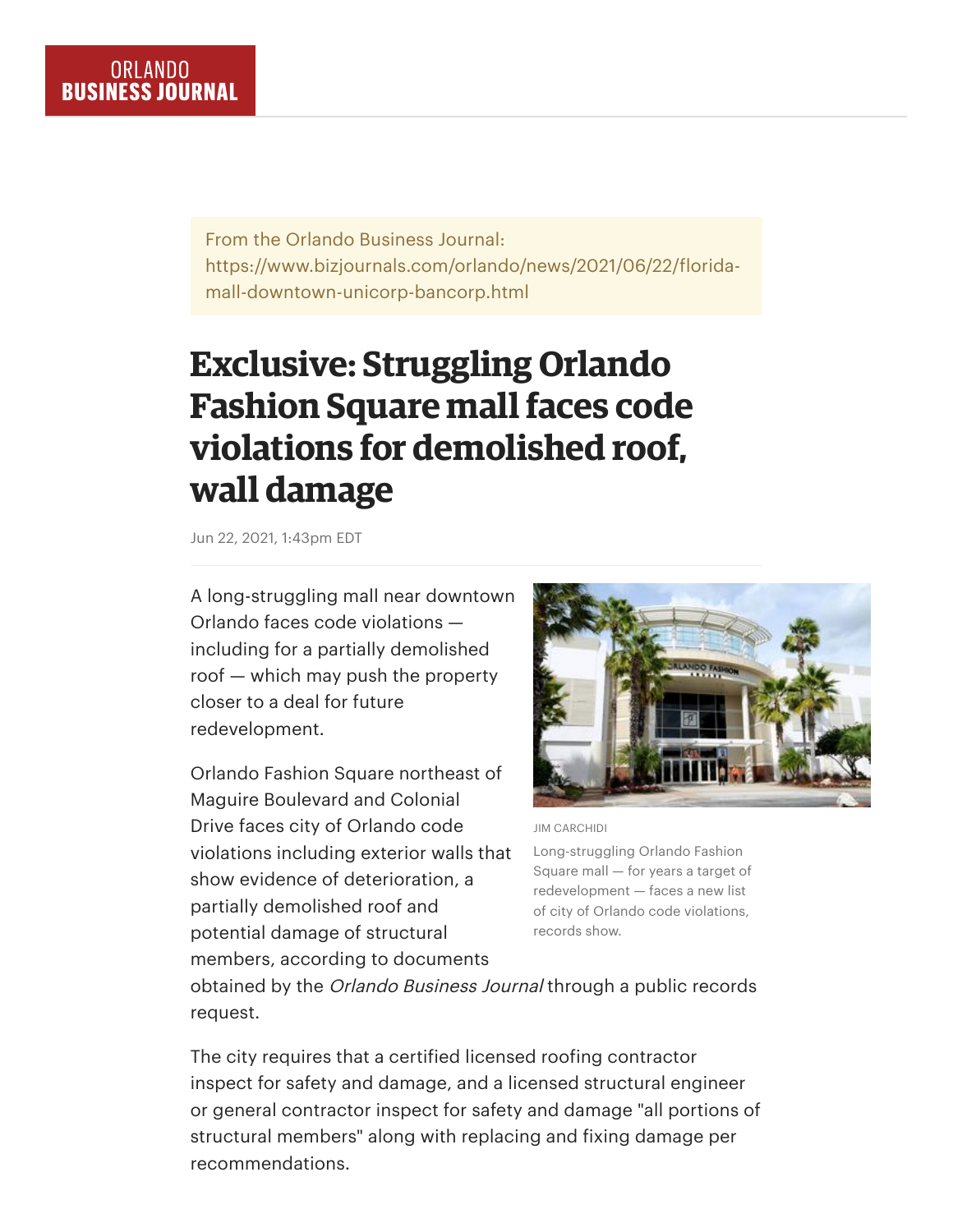ORLANDO BUSINESS JOURNAL

From the Orlando Business Journal: https://www.bizjournals.com/orlando/news/2021/06/22/florida-mall-downtown-unicorp-bancorp.html

# Exclusive: Struggling Orlando Fashion Square mall faces code violations for demolished roof, wall damage

Jun 22, 2021, 1:43pm EDT

A long-struggling mall near downtown Orlando faces code violations — including for a partially demolished roof — which may push the property closer to a deal for future redevelopment.

JIM CARCHIDI

Long-struggling Orlando Fashion Square mall — for years a target of redevelopment — faces a new list of city of Orlando code violations, records show.

Orlando Fashion Square northeast of Maguire Boulevard and Colonial Drive faces city of Orlando code violations including exterior walls that show evidence of deterioration, a partially demolished roof and potential damage of structural members, according to documents obtained by the *Orlando Business Journal* through a public records request.

The city requires that a certified licensed roofing contractor inspect for safety and damage, and a licensed structural engineer or general contractor inspect for safety and damage "all portions of structural members" along with replacing and fixing damage per recommendations.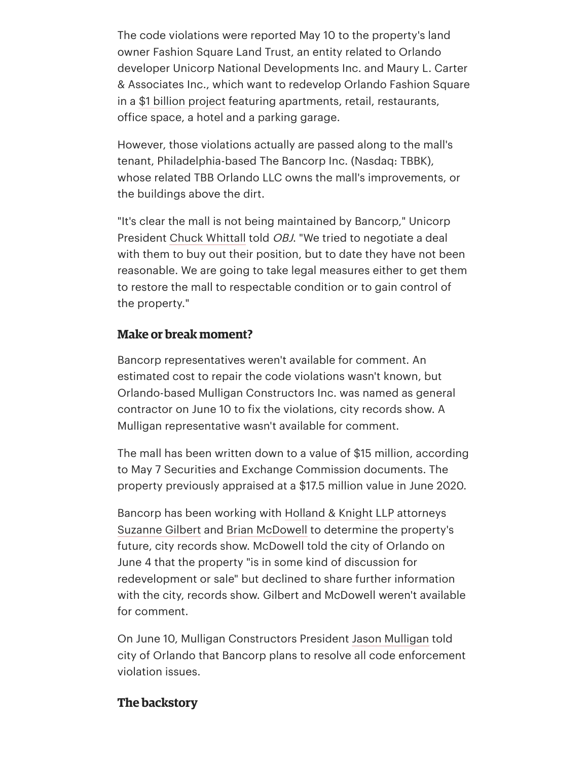The code violations were reported May 10 to the property's land owner Fashion Square Land Trust, an entity related to Orlando developer Unicorp National Developments Inc. and Maury L. Carter & Associates Inc., which want to redevelop Orlando Fashion Square in a $1 billion project featuring apartments, retail, restaurants, office space, a hotel and a parking garage.

However, those violations actually are passed along to the mall's tenant, Philadelphia-based The Bancorp Inc. (Nasdaq: TBBK), whose related TBB Orlando LLC owns the mall's improvements, or the buildings above the dirt.

"It's clear the mall is not being maintained by Bancorp," Unicorp President Chuck Whittall told *OBJ*. "We tried to negotiate a deal with them to buy out their position, but to date they have not been reasonable. We are going to take legal measures either to get them to restore the mall to respectable condition or to gain control of the property."

## Make or break moment?

Bancorp representatives weren't available for comment. An estimated cost to repair the code violations wasn't known, but Orlando-based Mulligan Constructors Inc. was named as general contractor on June 10 to fix the violations, city records show. A Mulligan representative wasn't available for comment.

The mall has been written down to a value of $15 million, according to May 7 Securities and Exchange Commission documents. The property previously appraised at a $17.5 million value in June 2020.

Bancorp has been working with Holland & Knight LLP attorneys Suzanne Gilbert and Brian McDowell to determine the property's future, city records show. McDowell told the city of Orlando on June 4 that the property "is in some kind of discussion for redevelopment or sale" but declined to share further information with the city, records show. Gilbert and McDowell weren't available for comment.

On June 10, Mulligan Constructors President Jason Mulligan told city of Orlando that Bancorp plans to resolve all code enforcement violation issues.

## The backstory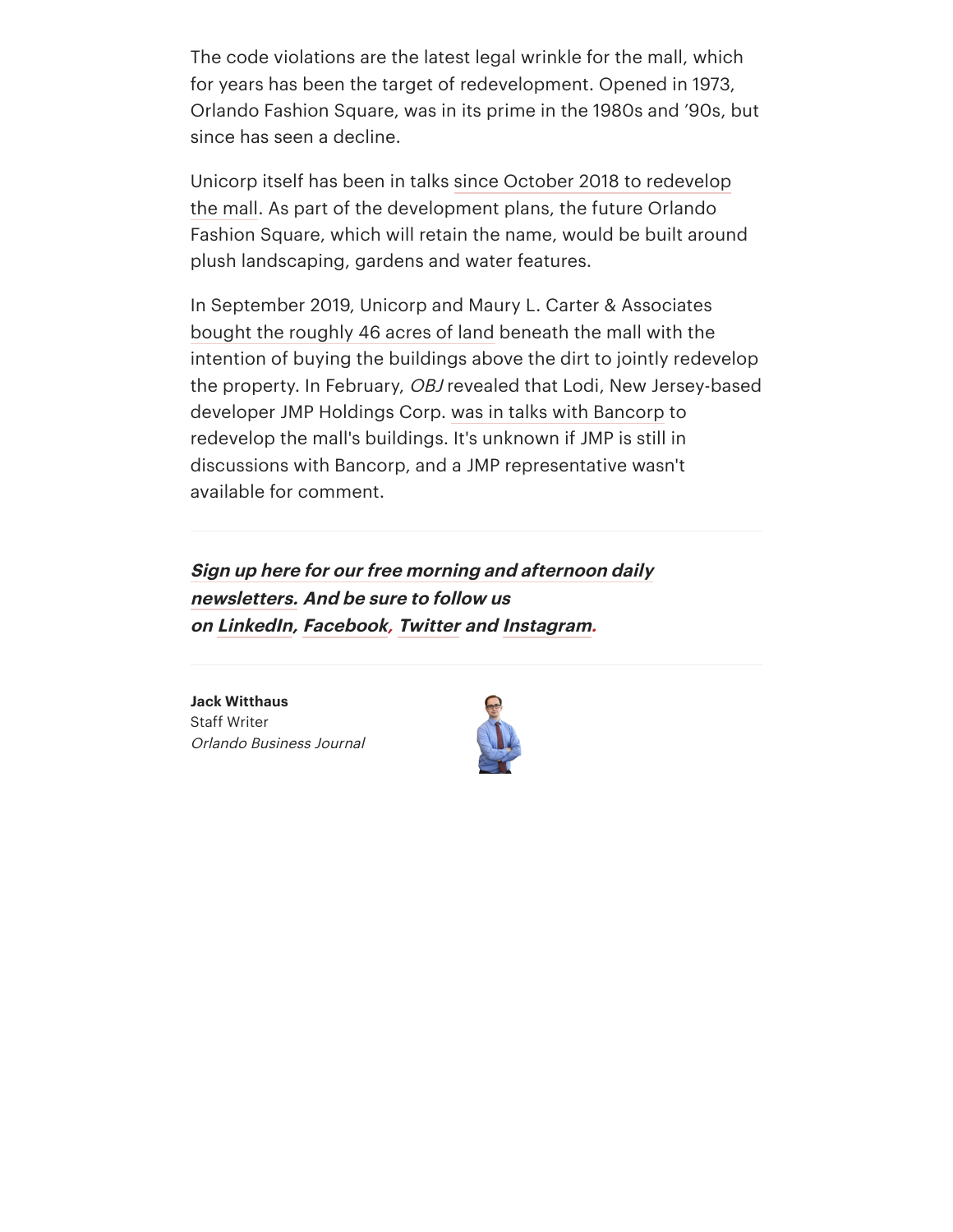The code violations are the latest legal wrinkle for the mall, which for years has been the target of redevelopment. Opened in 1973, Orlando Fashion Square, was in its prime in the 1980s and '90s, but since has seen a decline.

Unicorp itself has been in talks since October 2018 to redevelop the mall. As part of the development plans, the future Orlando Fashion Square, which will retain the name, would be built around plush landscaping, gardens and water features.

In September 2019, Unicorp and Maury L. Carter & Associates bought the roughly 46 acres of land beneath the mall with the intention of buying the buildings above the dirt to jointly redevelop the property. In February, *OBJ* revealed that Lodi, New Jersey-based developer JMP Holdings Corp. was in talks with Bancorp to redevelop the mall's buildings. It's unknown if JMP is still in discussions with Bancorp, and a JMP representative wasn't available for comment.

---

***Sign up here for our free morning and afternoon daily newsletters. And be sure to follow us on LinkedIn, Facebook, Twitter and Instagram.***

---

**Jack Witthaus**
Staff Writer
*Orlando Business Journal*